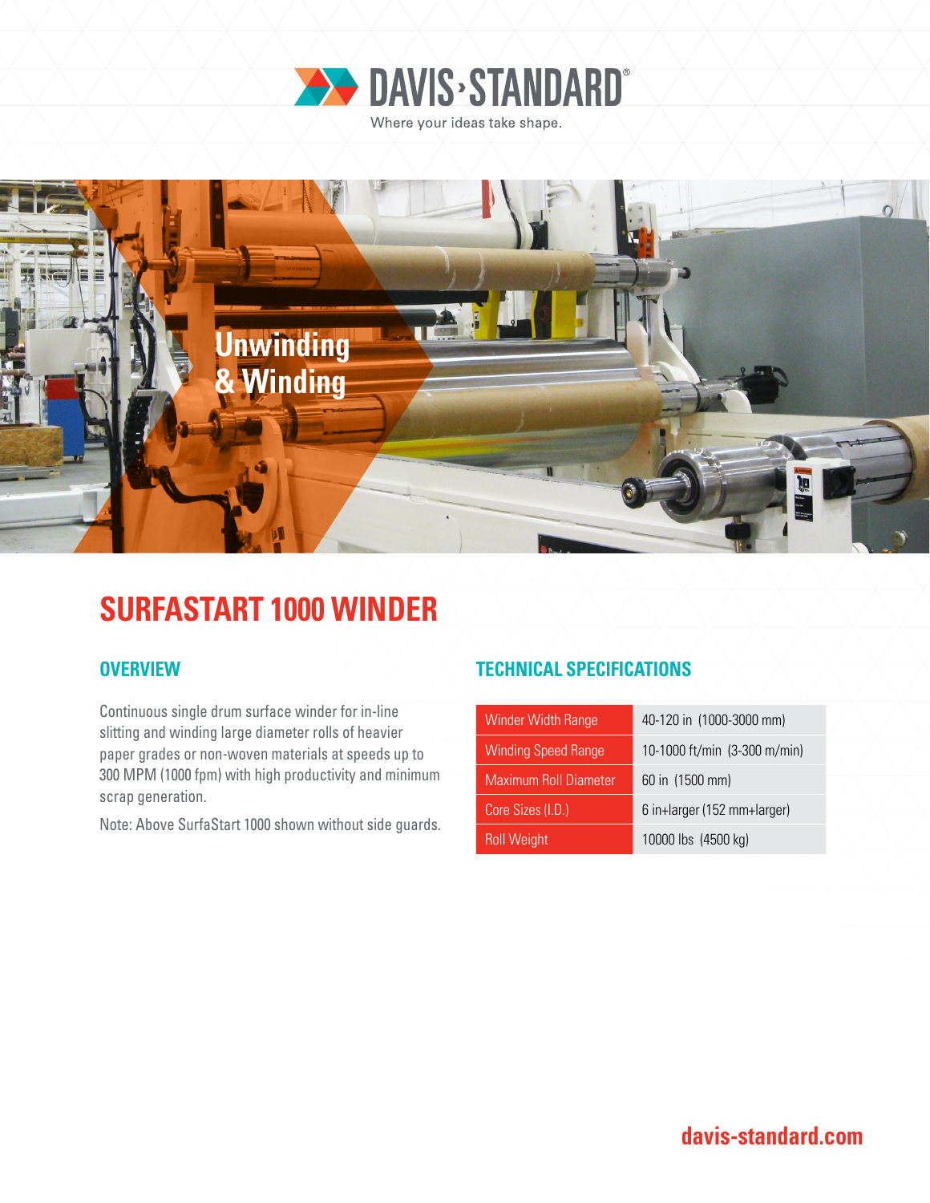DAVIS·STANDARD®

Where your ideas take shape.

Unwinding & Winding

# SURFASTART 1000 WINDER

## OVERVIEW

Continuous single drum surface winder for in-line slitting and winding large diameter rolls of heavier paper grades or non-woven materials at speeds up to 300 MPM (1000 fpm) with high productivity and minimum scrap generation.

Note: Above SurfaStart 1000 shown without side guards.

## TECHNICAL SPECIFICATIONS

| | |
|---|---|
| Winder Width Range | 40-120 in (1000-3000 mm) |
| Winding Speed Range | 10-1000 ft/min (3-300 m/min) |
| Maximum Roll Diameter | 60 in (1500 mm) |
| Core Sizes (I.D.) | 6 in+larger (152 mm+larger) |
| Roll Weight | 10000 lbs (4500 kg) |

davis-standard.com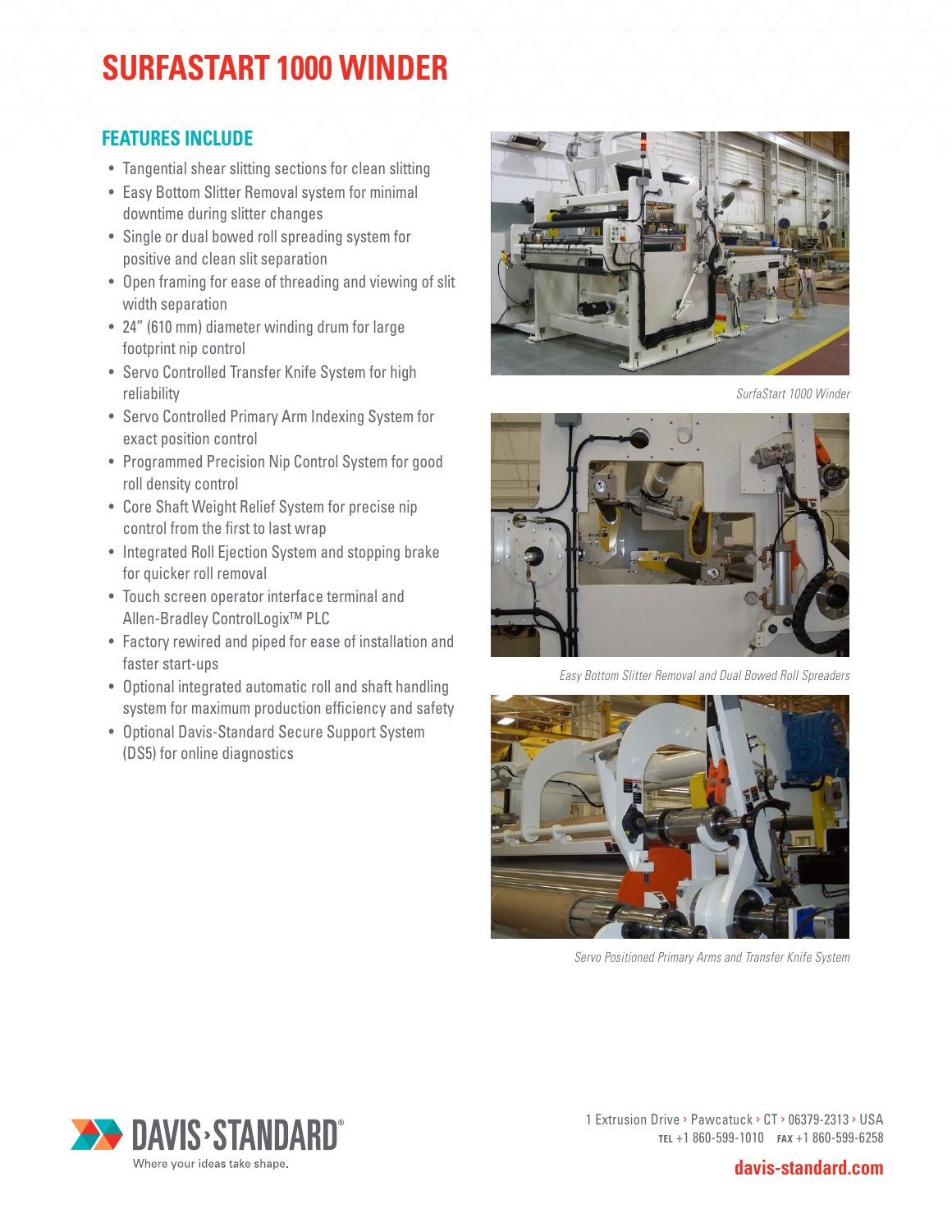# SURFASTART 1000 WINDER

## FEATURES INCLUDE

- Tangential shear slitting sections for clean slitting
- Easy Bottom Slitter Removal system for minimal downtime during slitter changes
- Single or dual bowed roll spreading system for positive and clean slit separation
- Open framing for ease of threading and viewing of slit width separation
- 24" (610 mm) diameter winding drum for large footprint nip control
- Servo Controlled Transfer Knife System for high reliability
- Servo Controlled Primary Arm Indexing System for exact position control
- Programmed Precision Nip Control System for good roll density control
- Core Shaft Weight Relief System for precise nip control from the first to last wrap
- Integrated Roll Ejection System and stopping brake for quicker roll removal
- Touch screen operator interface terminal and Allen-Bradley ControlLogix™ PLC
- Factory rewired and piped for ease of installation and faster start-ups
- Optional integrated automatic roll and shaft handling system for maximum production efficiency and safety
- Optional Davis-Standard Secure Support System (DS5) for online diagnostics

*SurfaStart 1000 Winder*

*Easy Bottom Slitter Removal and Dual Bowed Roll Spreaders*

*Servo Positioned Primary Arms and Transfer Knife System*

DAVIS-STANDARD®
Where your ideas take shape.

1 Extrusion Drive › Pawcatuck › CT › 06379-2313 › USA
TEL +1 860-599-1010 FAX +1 860-599-6258

davis-standard.com